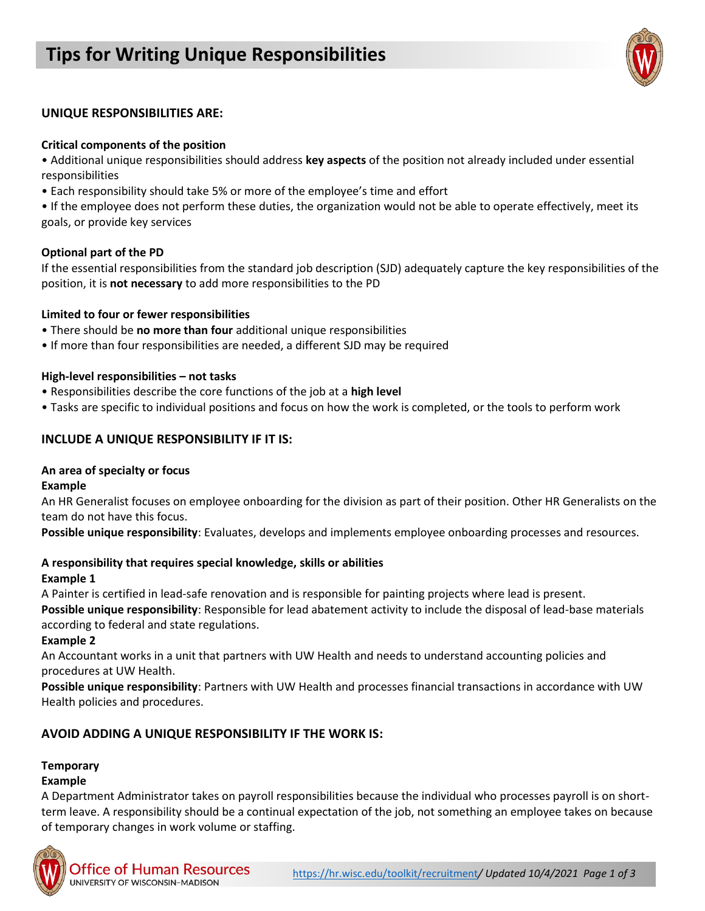# Tips for Writing Unique Responsibilities

## UNIQUE RESPONSIBILITIES ARE:

### Critical components of the position

- Additional unique responsibilities should address **key aspects** of the position not already included under essential responsibilities
- Each responsibility should take 5% or more of the employee's time and effort
- If the employee does not perform these duties, the organization would not be able to operate effectively, meet its goals, or provide key services

### Optional part of the PD

If the essential responsibilities from the standard job description (SJD) adequately capture the key responsibilities of the position, it is **not necessary** to add more responsibilities to the PD

### Limited to four or fewer responsibilities

- There should be **no more than four** additional unique responsibilities
- If more than four responsibilities are needed, a different SJD may be required

### High-level responsibilities – not tasks

- Responsibilities describe the core functions of the job at a **high level**
- Tasks are specific to individual positions and focus on how the work is completed, or the tools to perform work

## INCLUDE A UNIQUE RESPONSIBILITY IF IT IS:

### An area of specialty or focus

**Example**

An HR Generalist focuses on employee onboarding for the division as part of their position. Other HR Generalists on the team do not have this focus.

**Possible unique responsibility**: Evaluates, develops and implements employee onboarding processes and resources.

### A responsibility that requires special knowledge, skills or abilities

**Example 1**

A Painter is certified in lead-safe renovation and is responsible for painting projects where lead is present.

**Possible unique responsibility**: Responsible for lead abatement activity to include the disposal of lead-base materials according to federal and state regulations.

**Example 2**

An Accountant works in a unit that partners with UW Health and needs to understand accounting policies and procedures at UW Health.

**Possible unique responsibility**: Partners with UW Health and processes financial transactions in accordance with UW Health policies and procedures.

## AVOID ADDING A UNIQUE RESPONSIBILITY IF THE WORK IS:

### Temporary

**Example**

A Department Administrator takes on payroll responsibilities because the individual who processes payroll is on short-term leave. A responsibility should be a continual expectation of the job, not something an employee takes on because of temporary changes in work volume or staffing.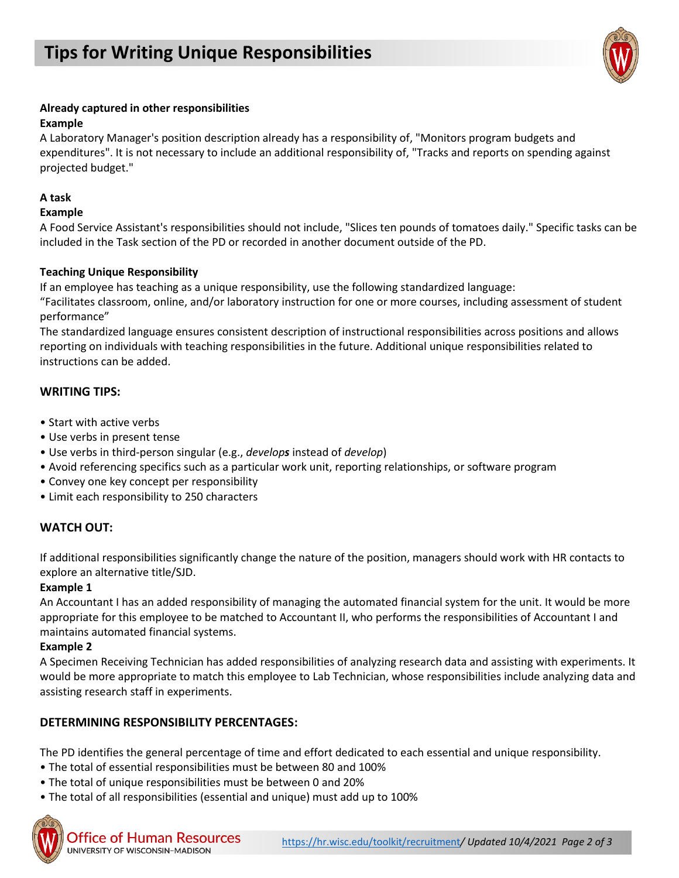# Tips for Writing Unique Responsibilities

**Already captured in other responsibilities**

**Example**

A Laboratory Manager's position description already has a responsibility of, "Monitors program budgets and expenditures". It is not necessary to include an additional responsibility of, "Tracks and reports on spending against projected budget."

**A task**

**Example**

A Food Service Assistant's responsibilities should not include, "Slices ten pounds of tomatoes daily." Specific tasks can be included in the Task section of the PD or recorded in another document outside of the PD.

**Teaching Unique Responsibility**

If an employee has teaching as a unique responsibility, use the following standardized language:

"Facilitates classroom, online, and/or laboratory instruction for one or more courses, including assessment of student performance"

The standardized language ensures consistent description of instructional responsibilities across positions and allows reporting on individuals with teaching responsibilities in the future. Additional unique responsibilities related to instructions can be added.

## WRITING TIPS:

- Start with active verbs
- Use verbs in present tense
- Use verbs in third-person singular (e.g., *develop**s*** instead of *develop*)
- Avoid referencing specifics such as a particular work unit, reporting relationships, or software program
- Convey one key concept per responsibility
- Limit each responsibility to 250 characters

## WATCH OUT:

If additional responsibilities significantly change the nature of the position, managers should work with HR contacts to explore an alternative title/SJD.

**Example 1**

An Accountant I has an added responsibility of managing the automated financial system for the unit. It would be more appropriate for this employee to be matched to Accountant II, who performs the responsibilities of Accountant I and maintains automated financial systems.

**Example 2**

A Specimen Receiving Technician has added responsibilities of analyzing research data and assisting with experiments. It would be more appropriate to match this employee to Lab Technician, whose responsibilities include analyzing data and assisting research staff in experiments.

## DETERMINING RESPONSIBILITY PERCENTAGES:

The PD identifies the general percentage of time and effort dedicated to each essential and unique responsibility.

- The total of essential responsibilities must be between 80 and 100%
- The total of unique responsibilities must be between 0 and 20%
- The total of all responsibilities (essential and unique) must add up to 100%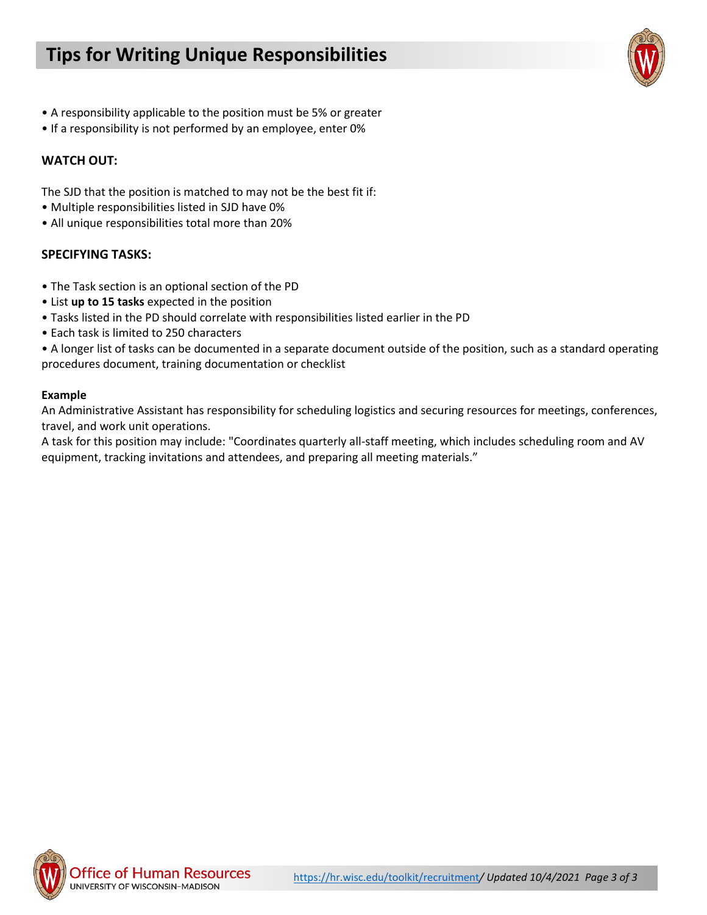# Tips for Writing Unique Responsibilities

- A responsibility applicable to the position must be 5% or greater
- If a responsibility is not performed by an employee, enter 0%

**WATCH OUT:**

The SJD that the position is matched to may not be the best fit if:
- Multiple responsibilities listed in SJD have 0%
- All unique responsibilities total more than 20%

**SPECIFYING TASKS:**

- The Task section is an optional section of the PD
- List **up to 15 tasks** expected in the position
- Tasks listed in the PD should correlate with responsibilities listed earlier in the PD
- Each task is limited to 250 characters
- A longer list of tasks can be documented in a separate document outside of the position, such as a standard operating procedures document, training documentation or checklist

**Example**

An Administrative Assistant has responsibility for scheduling logistics and securing resources for meetings, conferences, travel, and work unit operations.
A task for this position may include: "Coordinates quarterly all-staff meeting, which includes scheduling room and AV equipment, tracking invitations and attendees, and preparing all meeting materials."